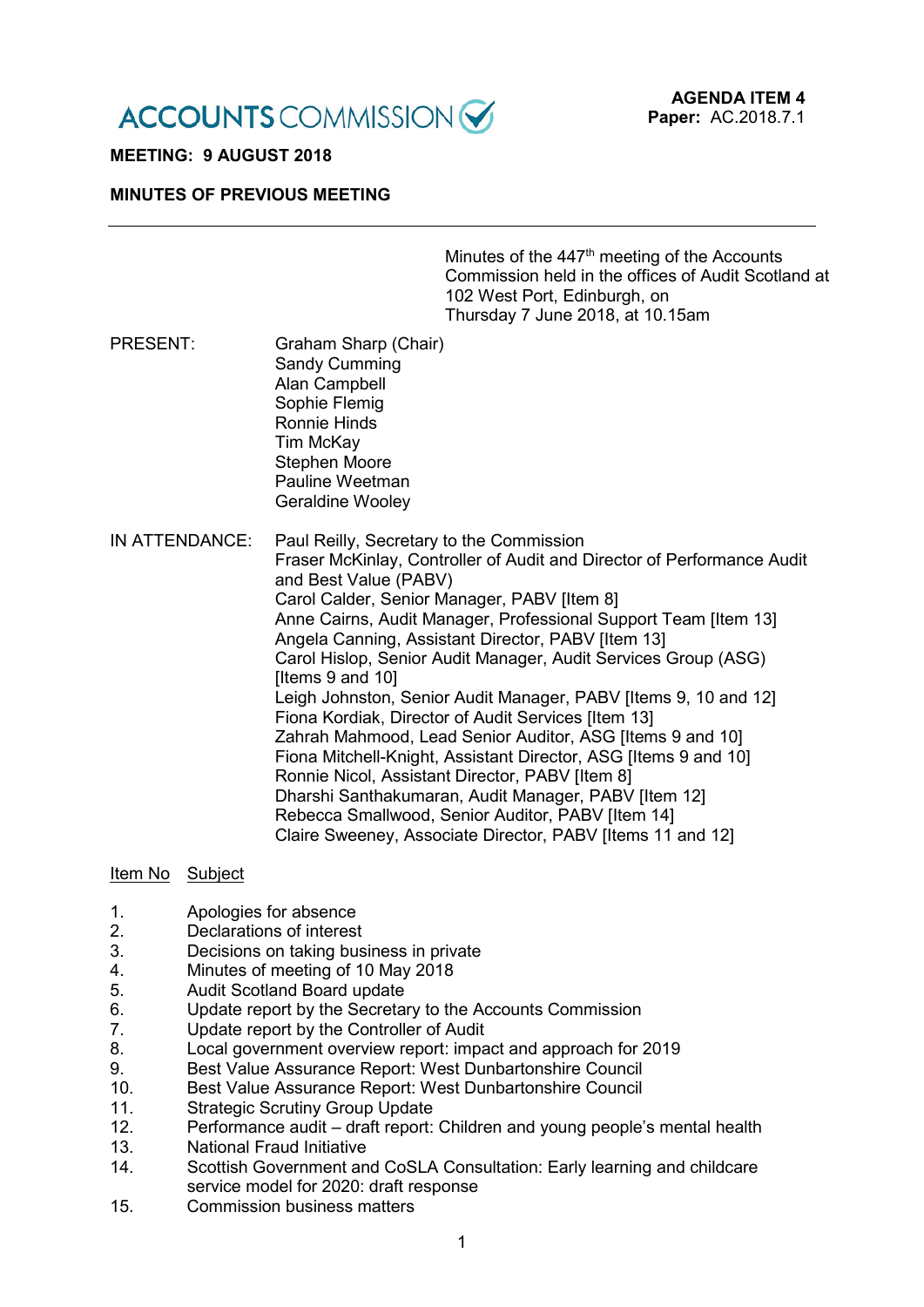ACCOUNTS COMMISSION

**AGENDA ITEM 4**
**Paper:** AC.2018.7.1

**MEETING: 9 AUGUST 2018**

**MINUTES OF PREVIOUS MEETING**

---

Minutes of the 447th meeting of the Accounts Commission held in the offices of Audit Scotland at 102 West Port, Edinburgh, on Thursday 7 June 2018, at 10.15am

PRESENT:

Graham Sharp (Chair)
Sandy Cumming
Alan Campbell
Sophie Flemig
Ronnie Hinds
Tim McKay
Stephen Moore
Pauline Weetman
Geraldine Wooley

IN ATTENDANCE:

Paul Reilly, Secretary to the Commission
Fraser McKinlay, Controller of Audit and Director of Performance Audit and Best Value (PABV)
Carol Calder, Senior Manager, PABV [Item 8]
Anne Cairns, Audit Manager, Professional Support Team [Item 13]
Angela Canning, Assistant Director, PABV [Item 13]
Carol Hislop, Senior Audit Manager, Audit Services Group (ASG) [Items 9 and 10]
Leigh Johnston, Senior Audit Manager, PABV [Items 9, 10 and 12]
Fiona Kordiak, Director of Audit Services [Item 13]
Zahrah Mahmood, Lead Senior Auditor, ASG [Items 9 and 10]
Fiona Mitchell-Knight, Assistant Director, ASG [Items 9 and 10]
Ronnie Nicol, Assistant Director, PABV [Item 8]
Dharshi Santhakumaran, Audit Manager, PABV [Item 12]
Rebecca Smallwood, Senior Auditor, PABV [Item 14]
Claire Sweeney, Associate Director, PABV [Items 11 and 12]

| Item No | Subject |
|---|---|
| 1. | Apologies for absence |
| 2. | Declarations of interest |
| 3. | Decisions on taking business in private |
| 4. | Minutes of meeting of 10 May 2018 |
| 5. | Audit Scotland Board update |
| 6. | Update report by the Secretary to the Accounts Commission |
| 7. | Update report by the Controller of Audit |
| 8. | Local government overview report: impact and approach for 2019 |
| 9. | Best Value Assurance Report: West Dunbartonshire Council |
| 10. | Best Value Assurance Report: West Dunbartonshire Council |
| 11. | Strategic Scrutiny Group Update |
| 12. | Performance audit – draft report: Children and young people's mental health |
| 13. | National Fraud Initiative |
| 14. | Scottish Government and CoSLA Consultation: Early learning and childcare service model for 2020: draft response |
| 15. | Commission business matters |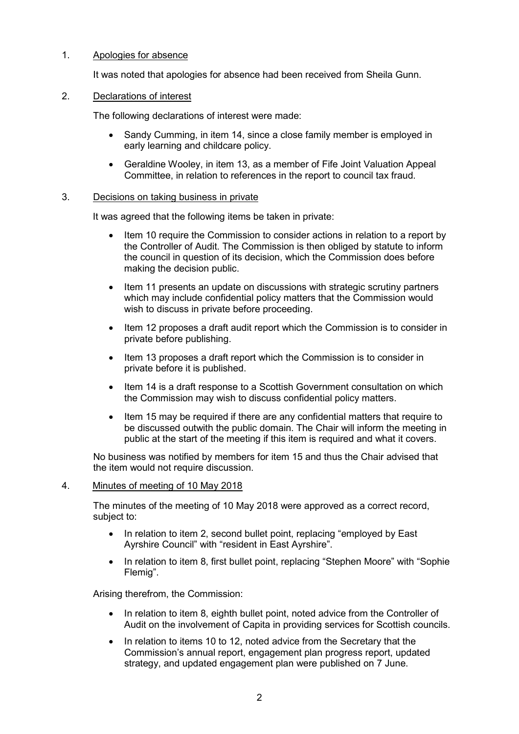1. Apologies for absence

It was noted that apologies for absence had been received from Sheila Gunn.

2. Declarations of interest

The following declarations of interest were made:

- Sandy Cumming, in item 14, since a close family member is employed in early learning and childcare policy.
- Geraldine Wooley, in item 13, as a member of Fife Joint Valuation Appeal Committee, in relation to references in the report to council tax fraud.

3. Decisions on taking business in private

It was agreed that the following items be taken in private:

- Item 10 require the Commission to consider actions in relation to a report by the Controller of Audit. The Commission is then obliged by statute to inform the council in question of its decision, which the Commission does before making the decision public.
- Item 11 presents an update on discussions with strategic scrutiny partners which may include confidential policy matters that the Commission would wish to discuss in private before proceeding.
- Item 12 proposes a draft audit report which the Commission is to consider in private before publishing.
- Item 13 proposes a draft report which the Commission is to consider in private before it is published.
- Item 14 is a draft response to a Scottish Government consultation on which the Commission may wish to discuss confidential policy matters.
- Item 15 may be required if there are any confidential matters that require to be discussed outwith the public domain. The Chair will inform the meeting in public at the start of the meeting if this item is required and what it covers.

No business was notified by members for item 15 and thus the Chair advised that the item would not require discussion.

4. Minutes of meeting of 10 May 2018

The minutes of the meeting of 10 May 2018 were approved as a correct record, subject to:

- In relation to item 2, second bullet point, replacing "employed by East Ayrshire Council" with "resident in East Ayrshire".
- In relation to item 8, first bullet point, replacing "Stephen Moore" with "Sophie Flemig".

Arising therefrom, the Commission:

- In relation to item 8, eighth bullet point, noted advice from the Controller of Audit on the involvement of Capita in providing services for Scottish councils.
- In relation to items 10 to 12, noted advice from the Secretary that the Commission's annual report, engagement plan progress report, updated strategy, and updated engagement plan were published on 7 June.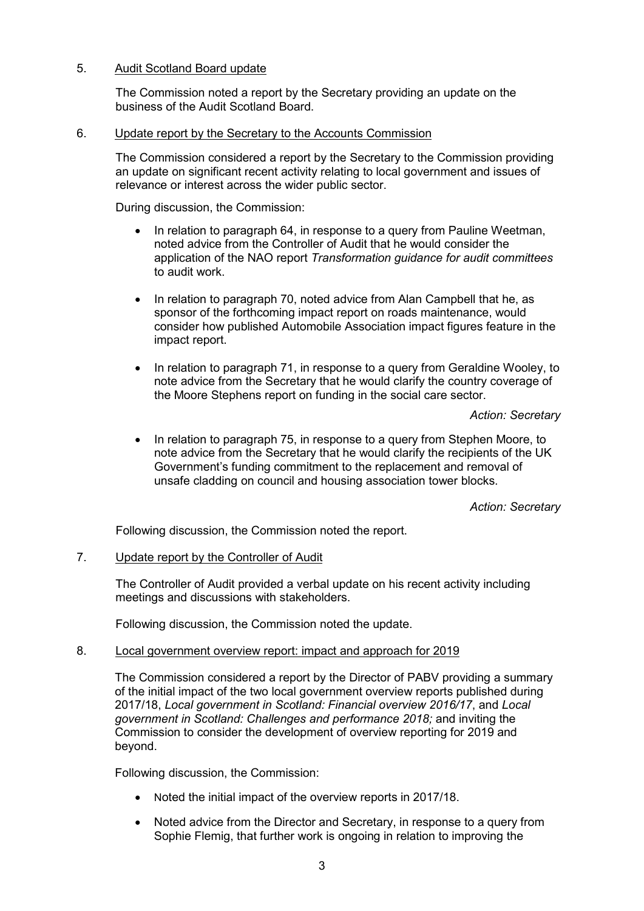5. Audit Scotland Board update

The Commission noted a report by the Secretary providing an update on the business of the Audit Scotland Board.

6. Update report by the Secretary to the Accounts Commission

The Commission considered a report by the Secretary to the Commission providing an update on significant recent activity relating to local government and issues of relevance or interest across the wider public sector.

During discussion, the Commission:

- In relation to paragraph 64, in response to a query from Pauline Weetman, noted advice from the Controller of Audit that he would consider the application of the NAO report *Transformation guidance for audit committees* to audit work.

- In relation to paragraph 70, noted advice from Alan Campbell that he, as sponsor of the forthcoming impact report on roads maintenance, would consider how published Automobile Association impact figures feature in the impact report.

- In relation to paragraph 71, in response to a query from Geraldine Wooley, to note advice from the Secretary that he would clarify the country coverage of the Moore Stephens report on funding in the social care sector.

  *Action: Secretary*

- In relation to paragraph 75, in response to a query from Stephen Moore, to note advice from the Secretary that he would clarify the recipients of the UK Government's funding commitment to the replacement and removal of unsafe cladding on council and housing association tower blocks.

  *Action: Secretary*

Following discussion, the Commission noted the report.

7. Update report by the Controller of Audit

The Controller of Audit provided a verbal update on his recent activity including meetings and discussions with stakeholders.

Following discussion, the Commission noted the update.

8. Local government overview report: impact and approach for 2019

The Commission considered a report by the Director of PABV providing a summary of the initial impact of the two local government overview reports published during 2017/18, *Local government in Scotland: Financial overview 2016/17*, and *Local government in Scotland: Challenges and performance 2018;* and inviting the Commission to consider the development of overview reporting for 2019 and beyond.

Following discussion, the Commission:

- Noted the initial impact of the overview reports in 2017/18.

- Noted advice from the Director and Secretary, in response to a query from Sophie Flemig, that further work is ongoing in relation to improving the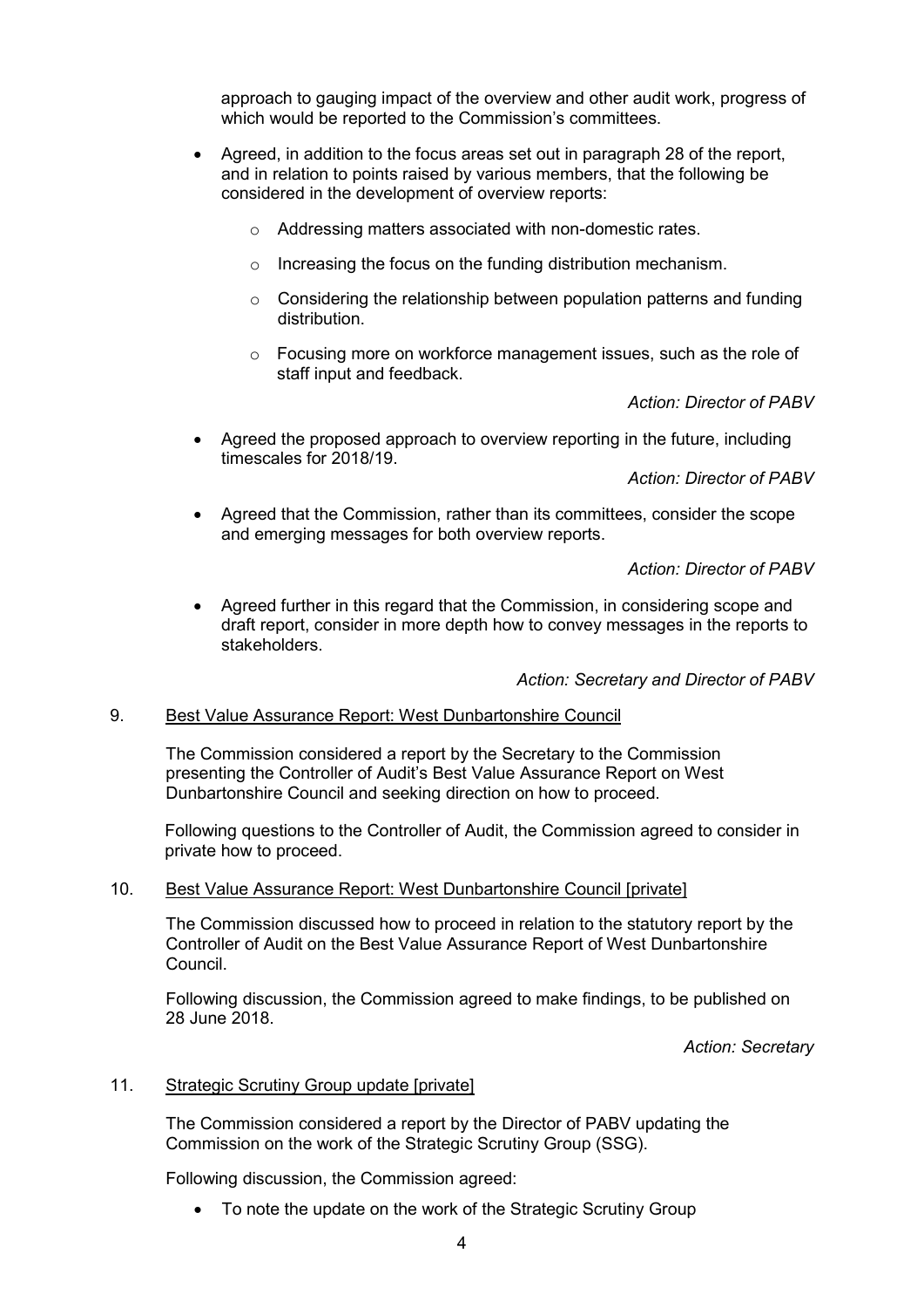approach to gauging impact of the overview and other audit work, progress of which would be reported to the Commission's committees.

- Agreed, in addition to the focus areas set out in paragraph 28 of the report, and in relation to points raised by various members, that the following be considered in the development of overview reports:
    - Addressing matters associated with non-domestic rates.
    - Increasing the focus on the funding distribution mechanism.
    - Considering the relationship between population patterns and funding distribution.
    - Focusing more on workforce management issues, such as the role of staff input and feedback.

*Action: Director of PABV*

- Agreed the proposed approach to overview reporting in the future, including timescales for 2018/19.

*Action: Director of PABV*

- Agreed that the Commission, rather than its committees, consider the scope and emerging messages for both overview reports.

*Action: Director of PABV*

- Agreed further in this regard that the Commission, in considering scope and draft report, consider in more depth how to convey messages in the reports to stakeholders.

*Action: Secretary and Director of PABV*

9. Best Value Assurance Report: West Dunbartonshire Council

The Commission considered a report by the Secretary to the Commission presenting the Controller of Audit's Best Value Assurance Report on West Dunbartonshire Council and seeking direction on how to proceed.

Following questions to the Controller of Audit, the Commission agreed to consider in private how to proceed.

10. Best Value Assurance Report: West Dunbartonshire Council [private]

The Commission discussed how to proceed in relation to the statutory report by the Controller of Audit on the Best Value Assurance Report of West Dunbartonshire Council.

Following discussion, the Commission agreed to make findings, to be published on 28 June 2018.

*Action: Secretary*

11. Strategic Scrutiny Group update [private]

The Commission considered a report by the Director of PABV updating the Commission on the work of the Strategic Scrutiny Group (SSG).

Following discussion, the Commission agreed:

- To note the update on the work of the Strategic Scrutiny Group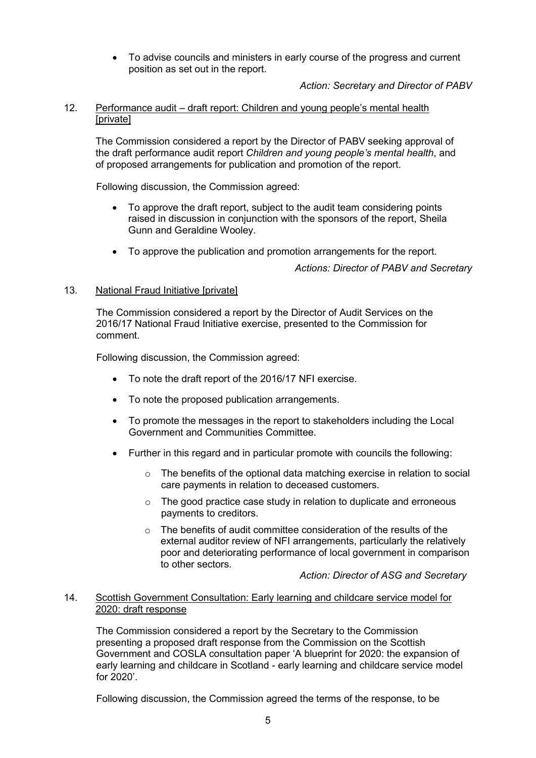- To advise councils and ministers in early course of the progress and current position as set out in the report.

*Action: Secretary and Director of PABV*

12. Performance audit – draft report: Children and young people's mental health [private]

The Commission considered a report by the Director of PABV seeking approval of the draft performance audit report *Children and young people's mental health*, and of proposed arrangements for publication and promotion of the report.

Following discussion, the Commission agreed:

- To approve the draft report, subject to the audit team considering points raised in discussion in conjunction with the sponsors of the report, Sheila Gunn and Geraldine Wooley.
- To approve the publication and promotion arrangements for the report.

*Actions: Director of PABV and Secretary*

13. National Fraud Initiative [private]

The Commission considered a report by the Director of Audit Services on the 2016/17 National Fraud Initiative exercise, presented to the Commission for comment.

Following discussion, the Commission agreed:

- To note the draft report of the 2016/17 NFI exercise.
- To note the proposed publication arrangements.
- To promote the messages in the report to stakeholders including the Local Government and Communities Committee.
- Further in this regard and in particular promote with councils the following:
    - The benefits of the optional data matching exercise in relation to social care payments in relation to deceased customers.
    - The good practice case study in relation to duplicate and erroneous payments to creditors.
    - The benefits of audit committee consideration of the results of the external auditor review of NFI arrangements, particularly the relatively poor and deteriorating performance of local government in comparison to other sectors.

*Action: Director of ASG and Secretary*

14. Scottish Government Consultation: Early learning and childcare service model for 2020: draft response

The Commission considered a report by the Secretary to the Commission presenting a proposed draft response from the Commission on the Scottish Government and COSLA consultation paper 'A blueprint for 2020: the expansion of early learning and childcare in Scotland - early learning and childcare service model for 2020'.

Following discussion, the Commission agreed the terms of the response, to be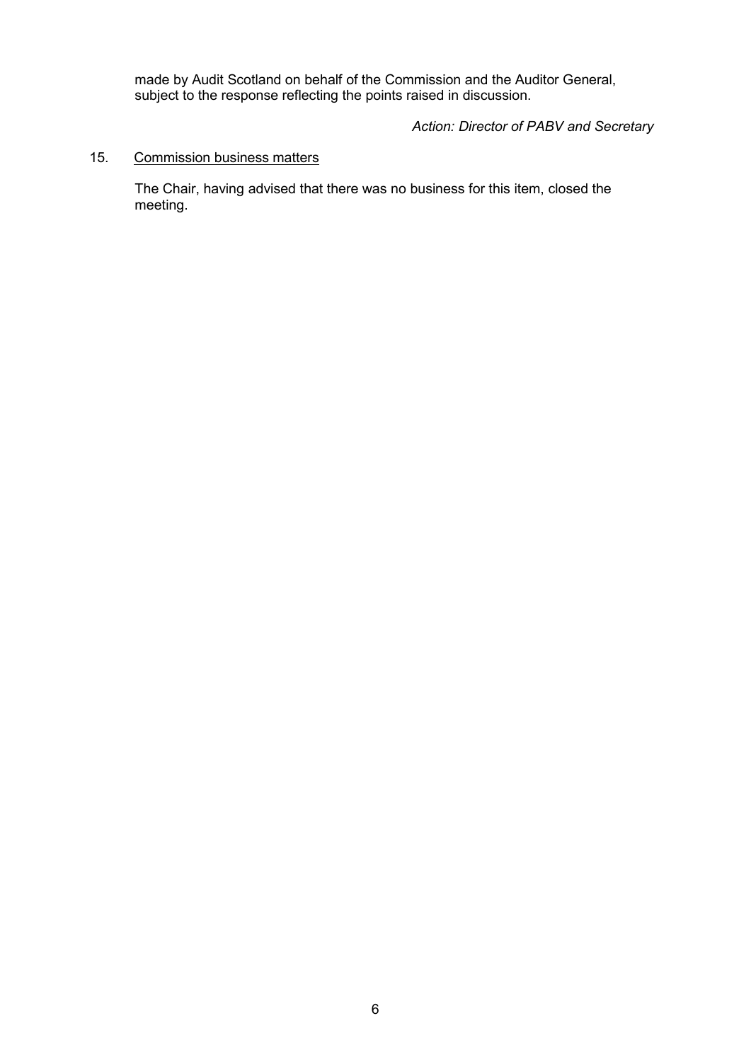made by Audit Scotland on behalf of the Commission and the Auditor General, subject to the response reflecting the points raised in discussion.

*Action: Director of PABV and Secretary*

15. Commission business matters

The Chair, having advised that there was no business for this item, closed the meeting.